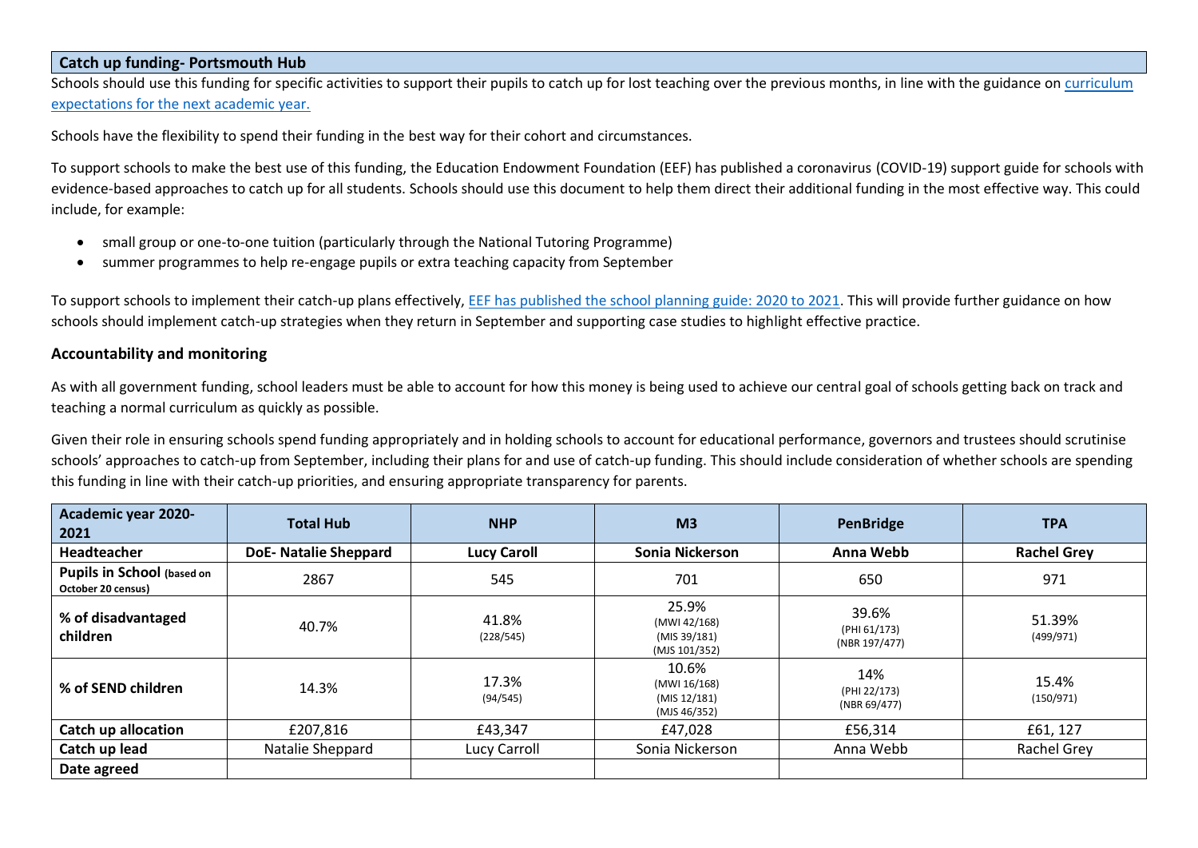## Catch up funding- Portsmouth Hub

Schools should use this funding for specific activities to support their pupils to catch up for lost teaching over the previous months, in line with the guidance on curriculum expectations for the next academic year.

Schools have the flexibility to spend their funding in the best way for their cohort and circumstances.

To support schools to make the best use of this funding, the Education Endowment Foundation (EEF) has published a coronavirus (COVID-19) support guide for schools with evidence-based approaches to catch up for all students. Schools should use this document to help them direct their additional funding in the most effective way. This could include, for example:

- small group or one-to-one tuition (particularly through the National Tutoring Programme)
- summer programmes to help re-engage pupils or extra teaching capacity from September

To support schools to implement their catch-up plans effectively, EEF has published the school planning guide: 2020 to 2021. This will provide further guidance on how schools should implement catch-up strategies when they return in September and supporting case studies to highlight effective practice.

### Accountability and monitoring

As with all government funding, school leaders must be able to account for how this money is being used to achieve our central goal of schools getting back on track and teaching a normal curriculum as quickly as possible.

Given their role in ensuring schools spend funding appropriately and in holding schools to account for educational performance, governors and trustees should scrutinise schools' approaches to catch-up from September, including their plans for and use of catch-up funding. This should include consideration of whether schools are spending this funding in line with their catch-up priorities, and ensuring appropriate transparency for parents.

| Academic year 2020-2021 | Total Hub | NHP | M3 | PenBridge | TPA |
|---|---|---|---|---|---|
| **Headteacher** | **DoE- Natalie Sheppard** | **Lucy Caroll** | **Sonia Nickerson** | **Anna Webb** | **Rachel Grey** |
| **Pupils in School** (based on October 20 census) | 2867 | 545 | 701 | 650 | 971 |
| **% of disadvantaged children** | 40.7% | 41.8% (228/545) | 25.9% (MWI 42/168) (MIS 39/181) (MJS 101/352) | 39.6% (PHI 61/173) (NBR 197/477) | 51.39% (499/971) |
| **% of SEND children** | 14.3% | 17.3% (94/545) | 10.6% (MWI 16/168) (MIS 12/181) (MJS 46/352) | 14% (PHI 22/173) (NBR 69/477) | 15.4% (150/971) |
| **Catch up allocation** | £207,816 | £43,347 | £47,028 | £56,314 | £61, 127 |
| **Catch up lead** | Natalie Sheppard | Lucy Carroll | Sonia Nickerson | Anna Webb | Rachel Grey |
| **Date agreed** | | | | | |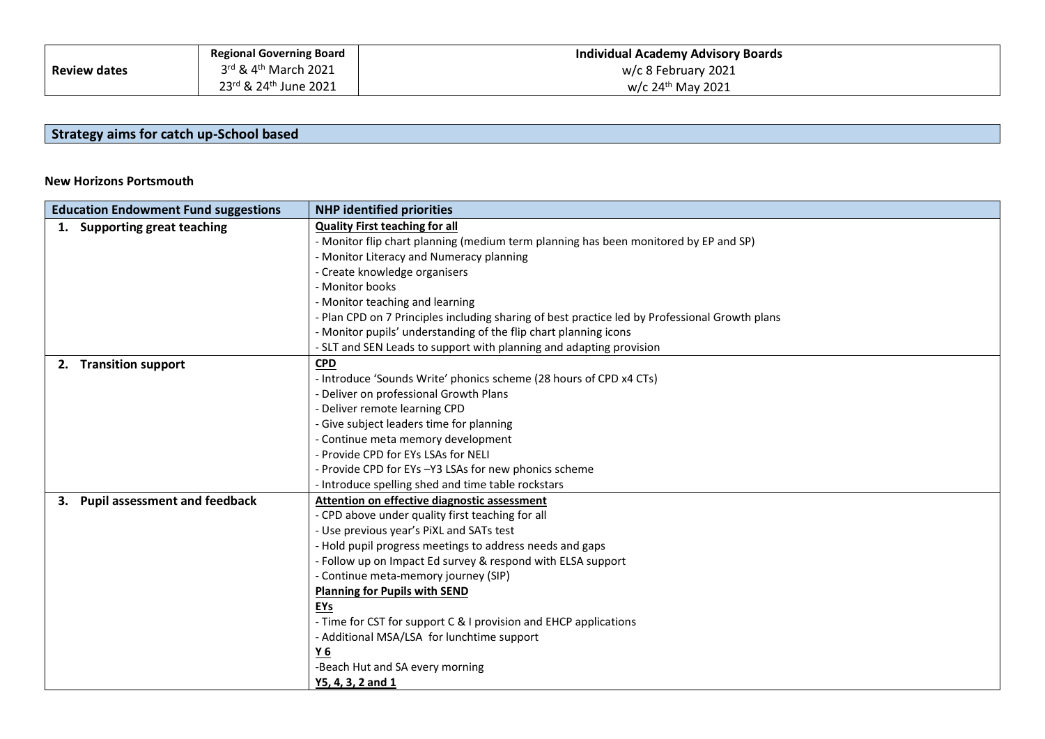| Review dates | Regional Governing Board | Individual Academy Advisory Boards |
|---|---|---|
| | 3rd & 4th March 2021 | w/c 8 February 2021 |
| | 23rd & 24th June 2021 | w/c 24th May 2021 |

## Strategy aims for catch up-School based

**New Horizons Portsmouth**

| Education Endowment Fund suggestions | NHP identified priorities |
|---|---|
| **1. Supporting great teaching** | **Quality First teaching for all**<br>- Monitor flip chart planning (medium term planning has been monitored by EP and SP)<br>- Monitor Literacy and Numeracy planning<br>- Create knowledge organisers<br>- Monitor books<br>- Monitor teaching and learning<br>- Plan CPD on 7 Principles including sharing of best practice led by Professional Growth plans<br>- Monitor pupils' understanding of the flip chart planning icons<br>- SLT and SEN Leads to support with planning and adapting provision |
| **2. Transition support** | **CPD**<br>- Introduce 'Sounds Write' phonics scheme (28 hours of CPD x4 CTs)<br>- Deliver on professional Growth Plans<br>- Deliver remote learning CPD<br>- Give subject leaders time for planning<br>- Continue meta memory development<br>- Provide CPD for EYs LSAs for NELI<br>- Provide CPD for EYs –Y3 LSAs for new phonics scheme<br>- Introduce spelling shed and time table rockstars |
| **3. Pupil assessment and feedback** | **Attention on effective diagnostic assessment**<br>- CPD above under quality first teaching for all<br>- Use previous year's PiXL and SATs test<br>- Hold pupil progress meetings to address needs and gaps<br>- Follow up on Impact Ed survey & respond with ELSA support<br>- Continue meta-memory journey (SIP)<br>**Planning for Pupils with SEND**<br>**EYs**<br>- Time for CST for support C & I provision and EHCP applications<br>- Additional MSA/LSA for lunchtime support<br>**Y 6**<br>-Beach Hut and SA every morning<br>**Y5, 4, 3, 2 and 1** |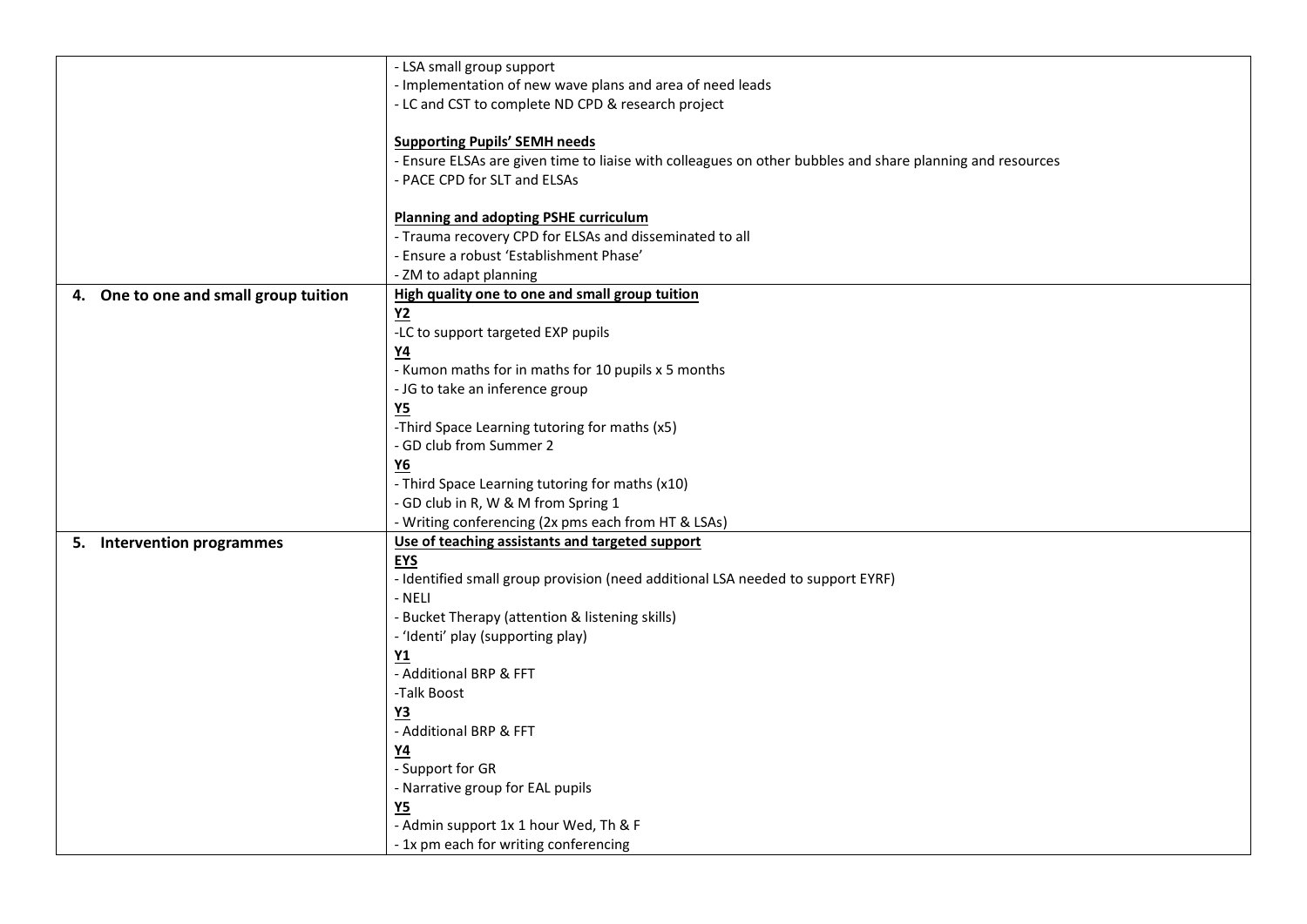| | |
|---|---|
| | - LSA small group support<br>- Implementation of new wave plans and area of need leads<br>- LC and CST to complete ND CPD & research project<br><br>**Supporting Pupils' SEMH needs**<br>- Ensure ELSAs are given time to liaise with colleagues on other bubbles and share planning and resources<br>- PACE CPD for SLT and ELSAs<br><br>**Planning and adopting PSHE curriculum**<br>- Trauma recovery CPD for ELSAs and disseminated to all<br>- Ensure a robust 'Establishment Phase'<br>- ZM to adapt planning |
| **4. One to one and small group tuition** | **High quality one to one and small group tuition**<br>**Y2**<br>-LC to support targeted EXP pupils<br>**Y4**<br>- Kumon maths for in maths for 10 pupils x 5 months<br>- JG to take an inference group<br>**Y5**<br>-Third Space Learning tutoring for maths (x5)<br>- GD club from Summer 2<br>**Y6**<br>- Third Space Learning tutoring for maths (x10)<br>- GD club in R, W & M from Spring 1<br>- Writing conferencing (2x pms each from HT & LSAs) |
| **5. Intervention programmes** | **Use of teaching assistants and targeted support**<br>**EYS**<br>- Identified small group provision (need additional LSA needed to support EYRF)<br>- NELI<br>- Bucket Therapy (attention & listening skills)<br>- 'Identi' play (supporting play)<br>**Y1**<br>- Additional BRP & FFT<br>-Talk Boost<br>**Y3**<br>- Additional BRP & FFT<br>**Y4**<br>- Support for GR<br>- Narrative group for EAL pupils<br>**Y5**<br>- Admin support 1x 1 hour Wed, Th & F<br>- 1x pm each for writing conferencing |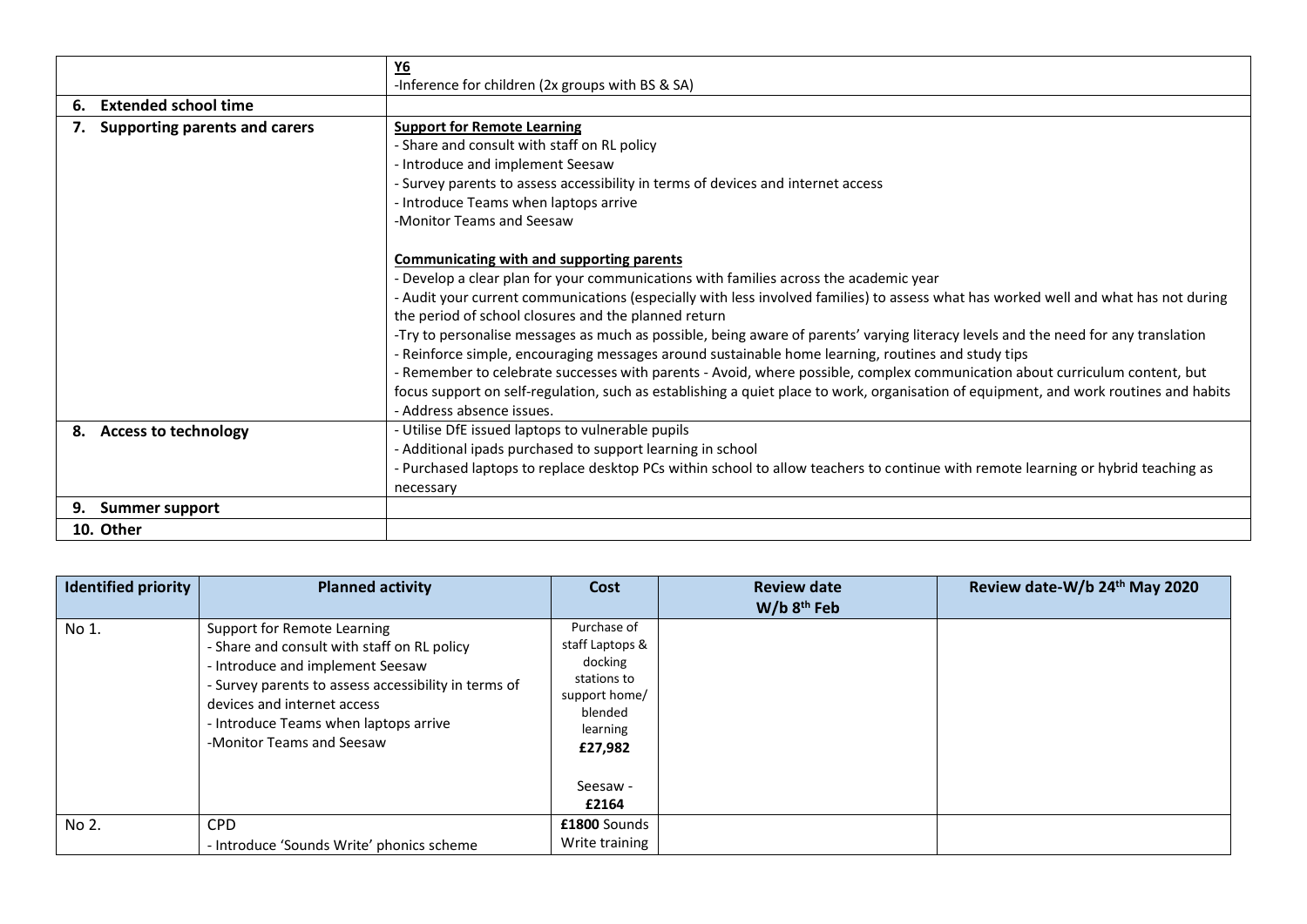| | |
|---|---|
| | **Y6**<br>-Inference for children (2x groups with BS & SA) |
| **6. Extended school time** | |
| **7. Supporting parents and carers** | **Support for Remote Learning**<br>- Share and consult with staff on RL policy<br>- Introduce and implement Seesaw<br>- Survey parents to assess accessibility in terms of devices and internet access<br>- Introduce Teams when laptops arrive<br>-Monitor Teams and Seesaw<br><br>**Communicating with and supporting parents**<br>- Develop a clear plan for your communications with families across the academic year<br>- Audit your current communications (especially with less involved families) to assess what has worked well and what has not during the period of school closures and the planned return<br>-Try to personalise messages as much as possible, being aware of parents' varying literacy levels and the need for any translation<br>- Reinforce simple, encouraging messages around sustainable home learning, routines and study tips<br>- Remember to celebrate successes with parents - Avoid, where possible, complex communication about curriculum content, but focus support on self-regulation, such as establishing a quiet place to work, organisation of equipment, and work routines and habits<br>- Address absence issues. |
| **8. Access to technology** | - Utilise DfE issued laptops to vulnerable pupils<br>- Additional ipads purchased to support learning in school<br>- Purchased laptops to replace desktop PCs within school to allow teachers to continue with remote learning or hybrid teaching as necessary |
| **9. Summer support** | |
| **10. Other** | |

| Identified priority | Planned activity | Cost | Review date W/b 8th Feb | Review date-W/b 24th May 2020 |
|---|---|---|---|---|
| No 1. | Support for Remote Learning<br>- Share and consult with staff on RL policy<br>- Introduce and implement Seesaw<br>- Survey parents to assess accessibility in terms of devices and internet access<br>- Introduce Teams when laptops arrive<br>-Monitor Teams and Seesaw | Purchase of staff Laptops & docking stations to support home/ blended learning **£27,982**<br><br>Seesaw - **£2164** | | |
| No 2. | CPD<br>- Introduce 'Sounds Write' phonics scheme | **£1800** Sounds Write training | | |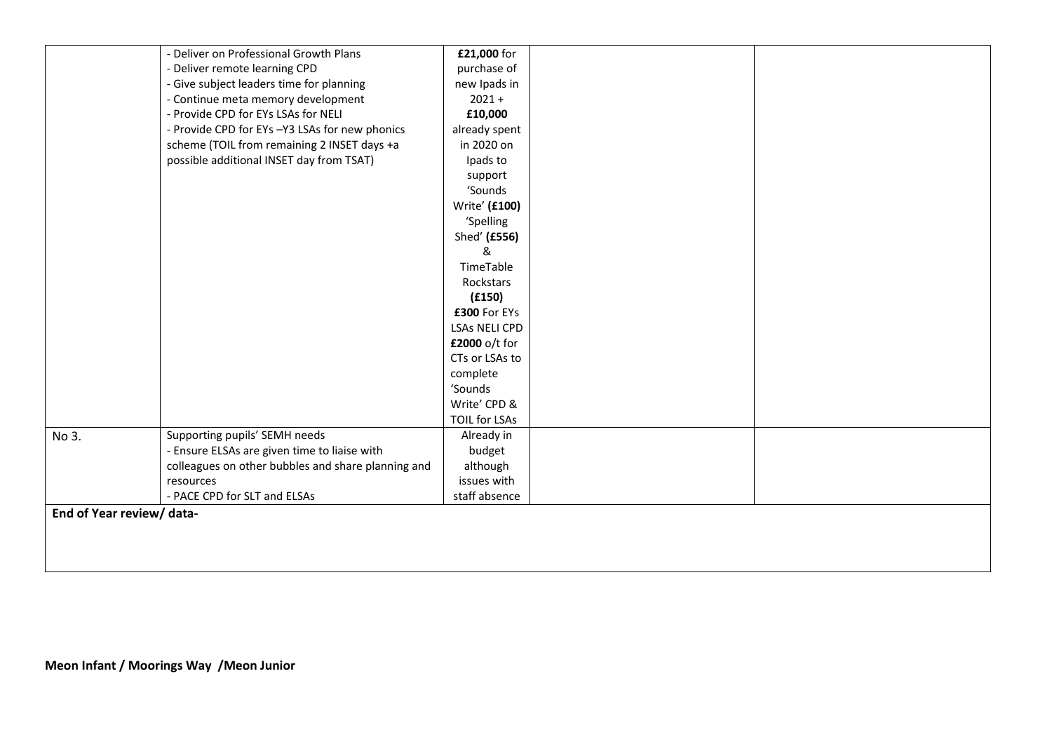| | | | | |
|---|---|---|---|---|
| | - Deliver on Professional Growth Plans<br>- Deliver remote learning CPD<br>- Give subject leaders time for planning<br>- Continue meta memory development<br>- Provide CPD for EYs LSAs for NELI<br>- Provide CPD for EYs –Y3 LSAs for new phonics scheme (TOIL from remaining 2 INSET days +a possible additional INSET day from TSAT) | **£21,000** for purchase of new Ipads in 2021 + **£10,000** already spent in 2020 on Ipads to support 'Sounds Write' **(£100)** 'Spelling Shed' **(£556)** & TimeTable Rockstars **(£150)** **£300** For EYs LSAs NELI CPD **£2000** o/t for CTs or LSAs to complete 'Sounds Write' CPD & TOIL for LSAs | | |
| No 3. | Supporting pupils' SEMH needs<br>- Ensure ELSAs are given time to liaise with colleagues on other bubbles and share planning and resources<br>- PACE CPD for SLT and ELSAs | Already in budget although issues with staff absence | | |
| **End of Year review/ data-** | | | | |

**Meon Infant / Moorings Way /Meon Junior**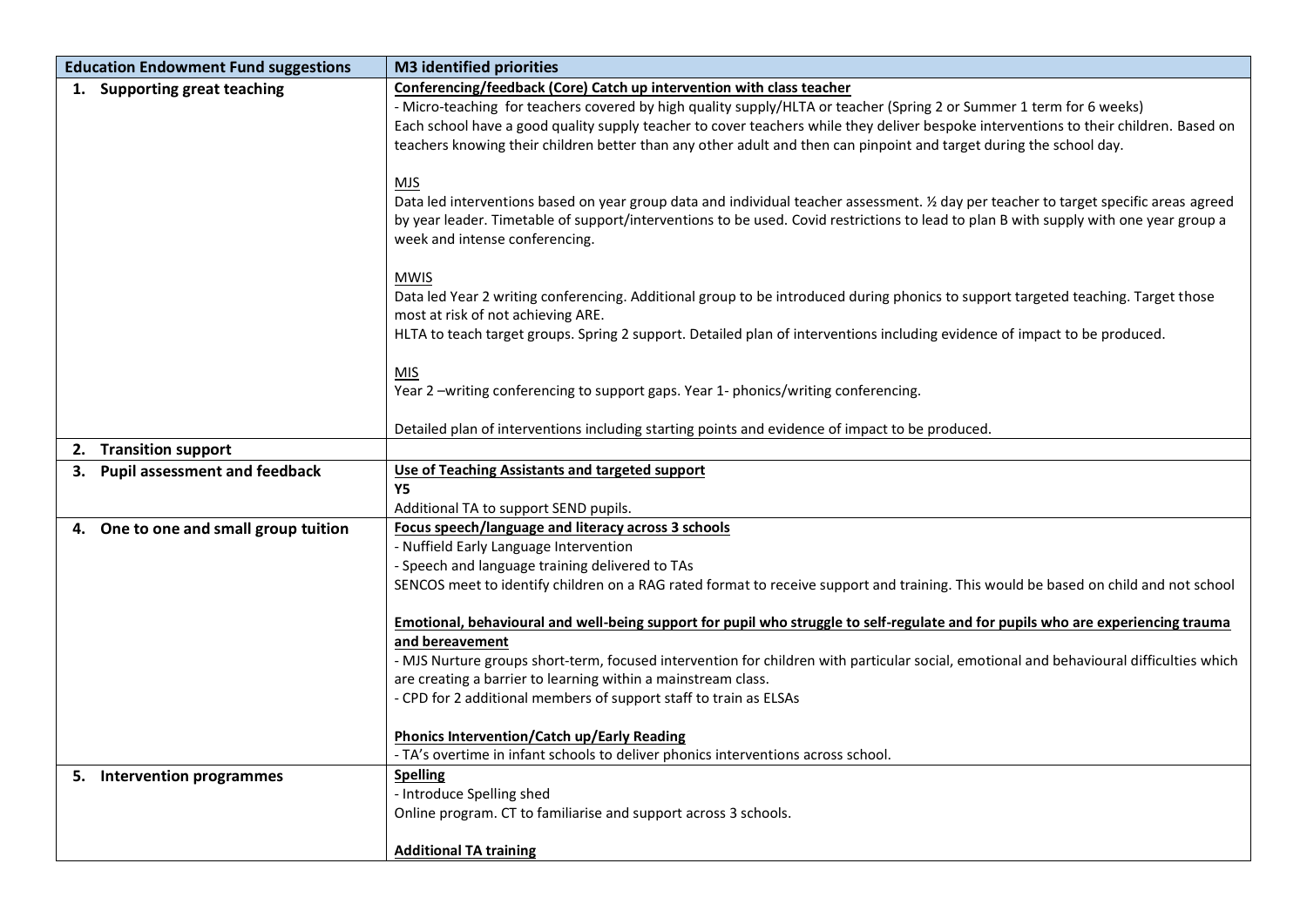| Education Endowment Fund suggestions | M3 identified priorities |
|---|---|
| **1. Supporting great teaching** | **Conferencing/feedback (Core) Catch up intervention with class teacher**<br>- Micro-teaching for teachers covered by high quality supply/HLTA or teacher (Spring 2 or Summer 1 term for 6 weeks)<br>Each school have a good quality supply teacher to cover teachers while they deliver bespoke interventions to their children. Based on teachers knowing their children better than any other adult and then can pinpoint and target during the school day.<br><br>MJS<br>Data led interventions based on year group data and individual teacher assessment. ½ day per teacher to target specific areas agreed by year leader. Timetable of support/interventions to be used. Covid restrictions to lead to plan B with supply with one year group a week and intense conferencing.<br><br>MWIS<br>Data led Year 2 writing conferencing. Additional group to be introduced during phonics to support targeted teaching. Target those most at risk of not achieving ARE.<br>HLTA to teach target groups. Spring 2 support. Detailed plan of interventions including evidence of impact to be produced.<br><br>MIS<br>Year 2 –writing conferencing to support gaps. Year 1- phonics/writing conferencing.<br><br>Detailed plan of interventions including starting points and evidence of impact to be produced. |
| **2. Transition support** | |
| **3. Pupil assessment and feedback** | **Use of Teaching Assistants and targeted support**<br>**Y5**<br>Additional TA to support SEND pupils. |
| **4. One to one and small group tuition** | **Focus speech/language and literacy across 3 schools**<br>- Nuffield Early Language Intervention<br>- Speech and language training delivered to TAs<br>SENCOS meet to identify children on a RAG rated format to receive support and training. This would be based on child and not school<br><br>**Emotional, behavioural and well-being support for pupil who struggle to self-regulate and for pupils who are experiencing trauma and bereavement**<br>- MJS Nurture groups short-term, focused intervention for children with particular social, emotional and behavioural difficulties which are creating a barrier to learning within a mainstream class.<br>- CPD for 2 additional members of support staff to train as ELSAs<br><br>**Phonics Intervention/Catch up/Early Reading**<br>- TA's overtime in infant schools to deliver phonics interventions across school. |
| **5. Intervention programmes** | **Spelling**<br>- Introduce Spelling shed<br>Online program. CT to familiarise and support across 3 schools.<br><br>**Additional TA training** |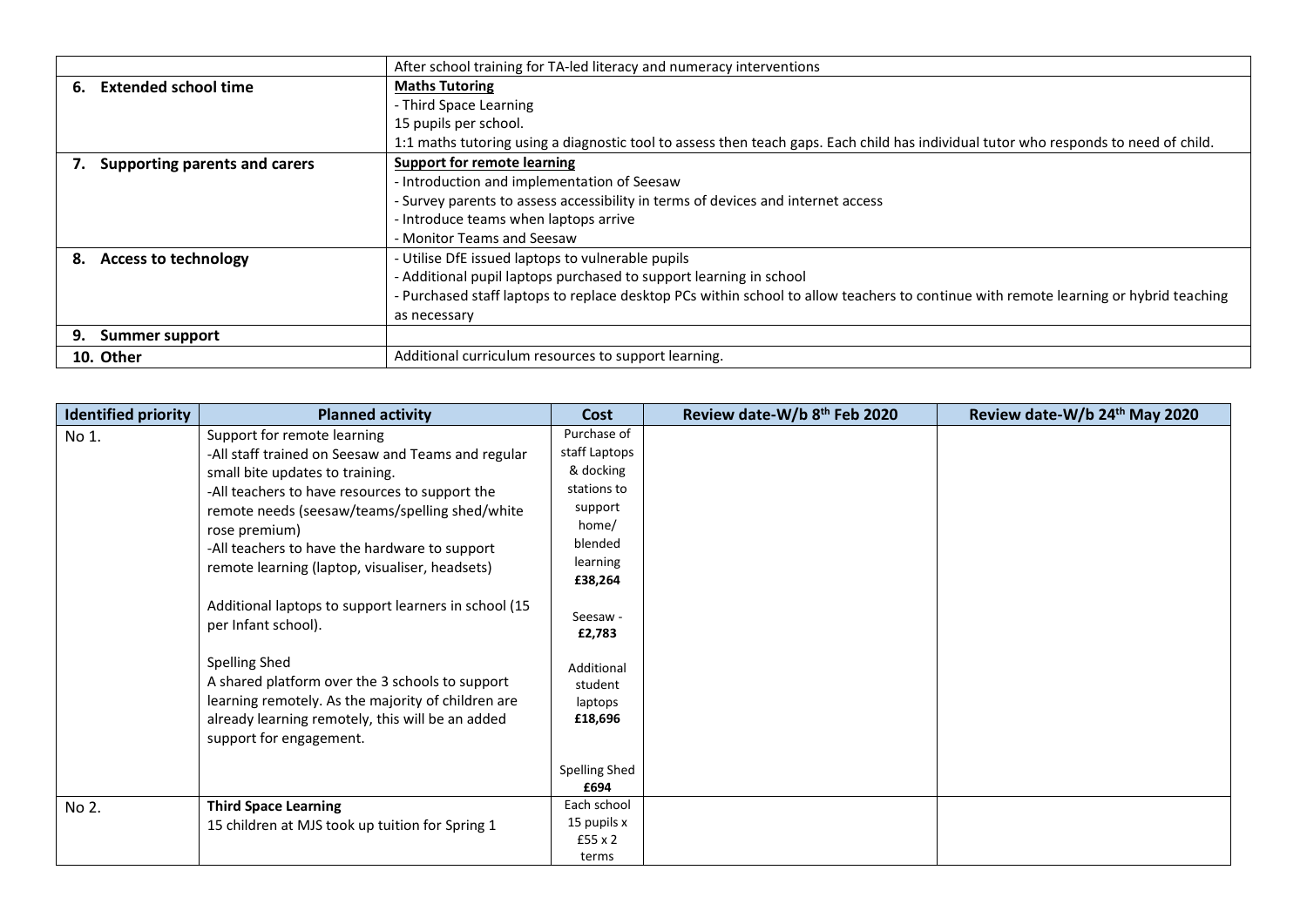| | |
|---|---|
| | After school training for TA-led literacy and numeracy interventions |
| **6. Extended school time** | **Maths Tutoring**<br>- Third Space Learning<br>15 pupils per school.<br>1:1 maths tutoring using a diagnostic tool to assess then teach gaps. Each child has individual tutor who responds to need of child. |
| **7. Supporting parents and carers** | **Support for remote learning**<br>- Introduction and implementation of Seesaw<br>- Survey parents to assess accessibility in terms of devices and internet access<br>- Introduce teams when laptops arrive<br>- Monitor Teams and Seesaw |
| **8. Access to technology** | - Utilise DfE issued laptops to vulnerable pupils<br>- Additional pupil laptops purchased to support learning in school<br>- Purchased staff laptops to replace desktop PCs within school to allow teachers to continue with remote learning or hybrid teaching as necessary |
| **9. Summer support** | |
| **10. Other** | Additional curriculum resources to support learning. |

| Identified priority | Planned activity | Cost | Review date-W/b 8th Feb 2020 | Review date-W/b 24th May 2020 |
|---|---|---|---|---|
| No 1. | Support for remote learning<br>-All staff trained on Seesaw and Teams and regular small bite updates to training.<br>-All teachers to have resources to support the remote needs (seesaw/teams/spelling shed/white rose premium)<br>-All teachers to have the hardware to support remote learning (laptop, visualiser, headsets)<br><br>Additional laptops to support learners in school (15 per Infant school).<br><br>Spelling Shed<br>A shared platform over the 3 schools to support learning remotely. As the majority of children are already learning remotely, this will be an added support for engagement. | Purchase of staff Laptops & docking stations to support home/ blended learning **£38,264**<br><br>Seesaw - **£2,783**<br><br>Additional student laptops **£18,696**<br><br>Spelling Shed **£694** | | |
| No 2. | **Third Space Learning**<br>15 children at MJS took up tuition for Spring 1 | Each school 15 pupils x £55 x 2 terms | | |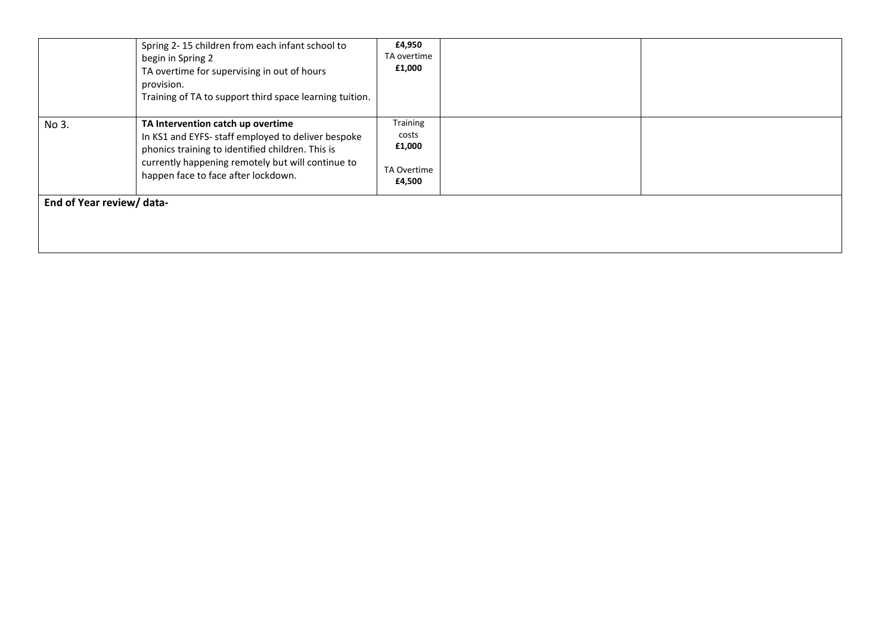| | | | | |
|---|---|---|---|---|
| | Spring 2- 15 children from each infant school to begin in Spring 2<br>TA overtime for supervising in out of hours provision.<br>Training of TA to support third space learning tuition. | **£4,950**<br>TA overtime<br>**£1,000** | | |
| No 3. | **TA Intervention catch up overtime**<br>In KS1 and EYFS- staff employed to deliver bespoke phonics training to identified children. This is currently happening remotely but will continue to happen face to face after lockdown. | Training costs<br>**£1,000**<br><br>TA Overtime<br>**£4,500** | | |
| **End of Year review/ data-** | | | | |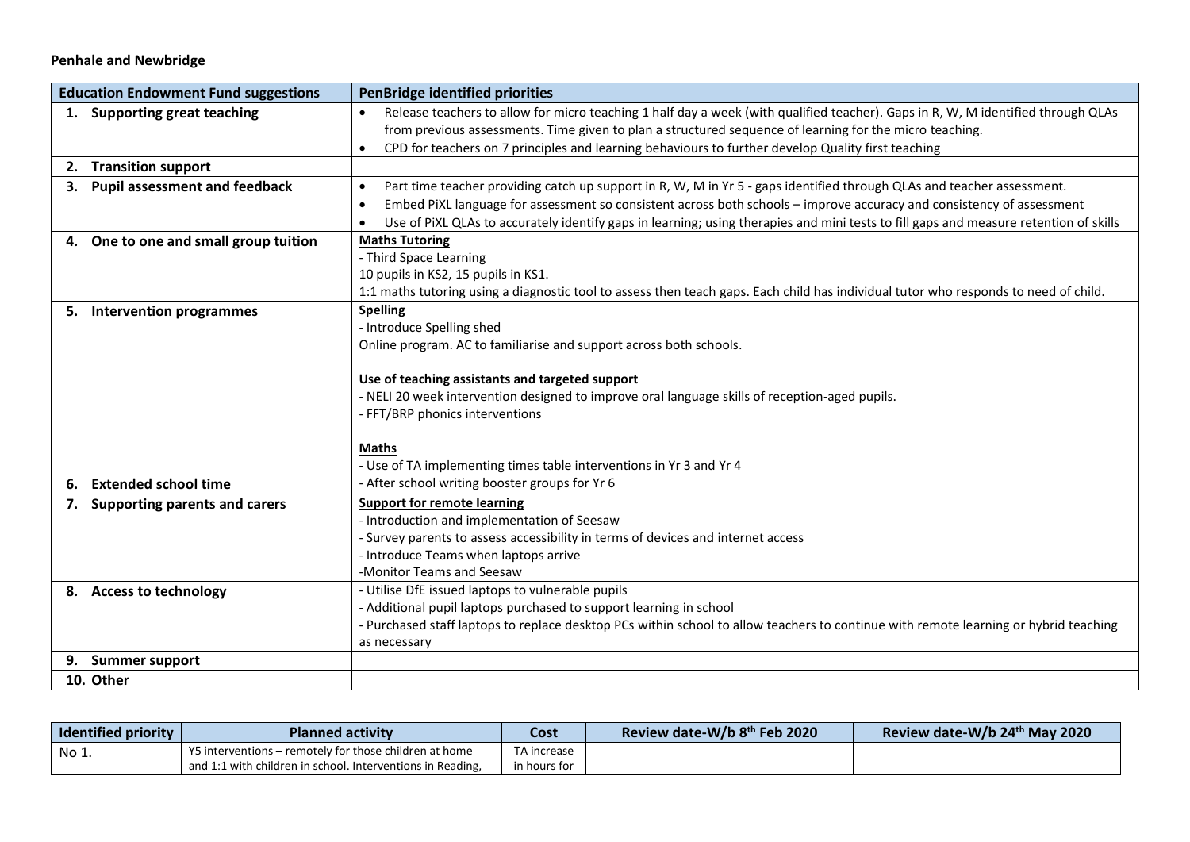**Penhale and Newbridge**

| Education Endowment Fund suggestions | PenBridge identified priorities |
|---|---|
| 1. **Supporting great teaching** | • Release teachers to allow for micro teaching 1 half day a week (with qualified teacher). Gaps in R, W, M identified through QLAs from previous assessments. Time given to plan a structured sequence of learning for the micro teaching.<br>• CPD for teachers on 7 principles and learning behaviours to further develop Quality first teaching |
| 2. **Transition support** | |
| 3. **Pupil assessment and feedback** | • Part time teacher providing catch up support in R, W, M in Yr 5 - gaps identified through QLAs and teacher assessment.<br>• Embed PiXL language for assessment so consistent across both schools – improve accuracy and consistency of assessment<br>• Use of PiXL QLAs to accurately identify gaps in learning; using therapies and mini tests to fill gaps and measure retention of skills |
| 4. **One to one and small group tuition** | **Maths Tutoring**<br>- Third Space Learning<br>10 pupils in KS2, 15 pupils in KS1.<br>1:1 maths tutoring using a diagnostic tool to assess then teach gaps. Each child has individual tutor who responds to need of child. |
| 5. **Intervention programmes** | **Spelling**<br>- Introduce Spelling shed<br>Online program. AC to familiarise and support across both schools.<br><br>**Use of teaching assistants and targeted support**<br>- NELI 20 week intervention designed to improve oral language skills of reception-aged pupils.<br>- FFT/BRP phonics interventions<br><br>**Maths**<br>- Use of TA implementing times table interventions in Yr 3 and Yr 4 |
| 6. **Extended school time** | - After school writing booster groups for Yr 6 |
| 7. **Supporting parents and carers** | **Support for remote learning**<br>- Introduction and implementation of Seesaw<br>- Survey parents to assess accessibility in terms of devices and internet access<br>- Introduce Teams when laptops arrive<br>-Monitor Teams and Seesaw |
| 8. **Access to technology** | - Utilise DfE issued laptops to vulnerable pupils<br>- Additional pupil laptops purchased to support learning in school<br>- Purchased staff laptops to replace desktop PCs within school to allow teachers to continue with remote learning or hybrid teaching as necessary |
| 9. **Summer support** | |
| 10. **Other** | |

| Identified priority | Planned activity | Cost | Review date-W/b 8th Feb 2020 | Review date-W/b 24th May 2020 |
|---|---|---|---|---|
| No 1. | Y5 interventions – remotely for those children at home and 1:1 with children in school. Interventions in Reading, | TA increase in hours for | | |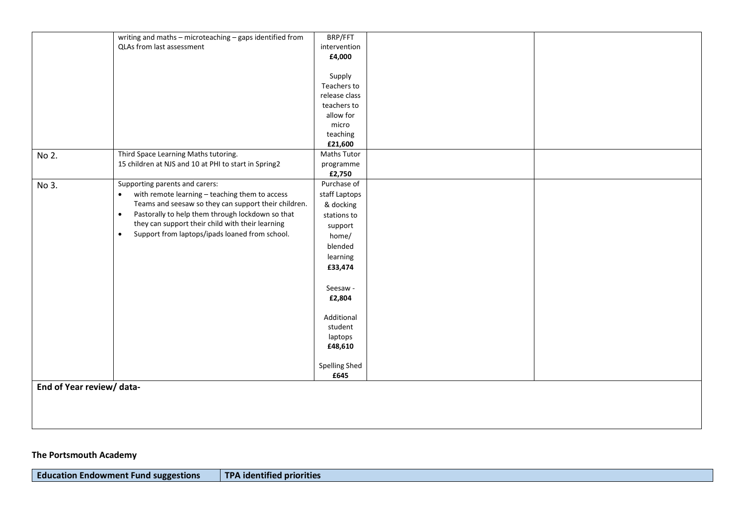|  |  |  |  |  |
|---|---|---|---|---|
|  | writing and maths – microteaching – gaps identified from QLAs from last assessment | BRP/FFT intervention **£4,000**<br><br>Supply Teachers to release class teachers to allow for micro teaching **£21,600** |  |  |
| No 2. | Third Space Learning Maths tutoring.<br>15 children at NJS and 10 at PHI to start in Spring2 | Maths Tutor programme **£2,750** |  |  |
| No 3. | Supporting parents and carers:<br>• with remote learning – teaching them to access Teams and seesaw so they can support their children.<br>• Pastorally to help them through lockdown so that they can support their child with their learning<br>• Support from laptops/ipads loaned from school. | Purchase of staff Laptops & docking stations to support home/ blended learning **£33,474**<br><br>Seesaw - **£2,804**<br><br>Additional student laptops **£48,610**<br><br>Spelling Shed **£645** |  |  |
| **End of Year review/ data-** |  |  |  |  |

**The Portsmouth Academy**

| Education Endowment Fund suggestions | TPA identified priorities |
|---|---|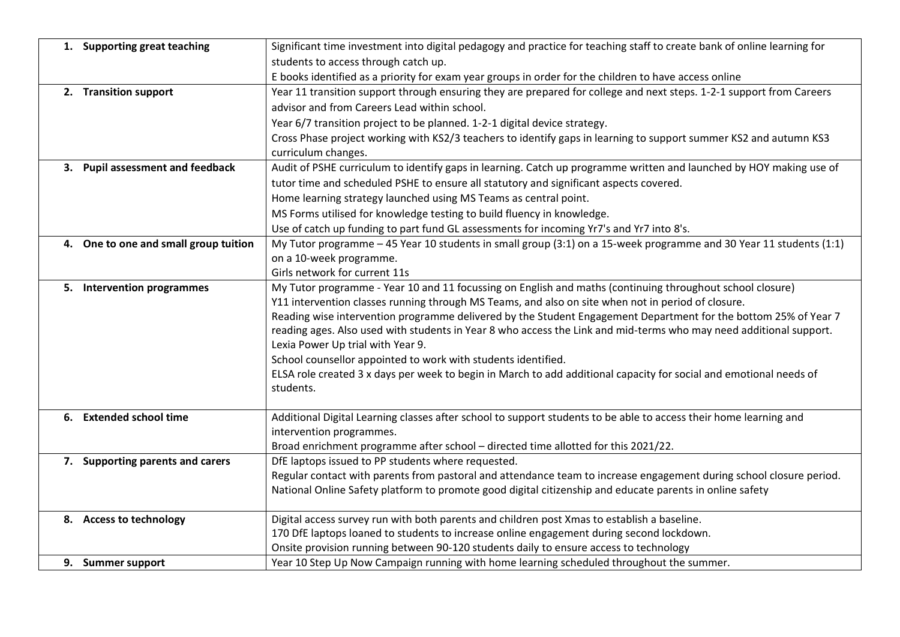| | |
|---|---|
| **1. Supporting great teaching** | Significant time investment into digital pedagogy and practice for teaching staff to create bank of online learning for students to access through catch up.<br>E books identified as a priority for exam year groups in order for the children to have access online |
| **2. Transition support** | Year 11 transition support through ensuring they are prepared for college and next steps. 1-2-1 support from Careers advisor and from Careers Lead within school.<br>Year 6/7 transition project to be planned. 1-2-1 digital device strategy.<br>Cross Phase project working with KS2/3 teachers to identify gaps in learning to support summer KS2 and autumn KS3 curriculum changes. |
| **3. Pupil assessment and feedback** | Audit of PSHE curriculum to identify gaps in learning. Catch up programme written and launched by HOY making use of tutor time and scheduled PSHE to ensure all statutory and significant aspects covered.<br>Home learning strategy launched using MS Teams as central point.<br>MS Forms utilised for knowledge testing to build fluency in knowledge.<br>Use of catch up funding to part fund GL assessments for incoming Yr7's and Yr7 into 8's. |
| **4. One to one and small group tuition** | My Tutor programme – 45 Year 10 students in small group (3:1) on a 15-week programme and 30 Year 11 students (1:1) on a 10-week programme.<br>Girls network for current 11s |
| **5. Intervention programmes** | My Tutor programme - Year 10 and 11 focussing on English and maths (continuing throughout school closure)<br>Y11 intervention classes running through MS Teams, and also on site when not in period of closure.<br>Reading wise intervention programme delivered by the Student Engagement Department for the bottom 25% of Year 7 reading ages. Also used with students in Year 8 who access the Link and mid-terms who may need additional support.<br>Lexia Power Up trial with Year 9.<br>School counsellor appointed to work with students identified.<br>ELSA role created 3 x days per week to begin in March to add additional capacity for social and emotional needs of students. |
| **6. Extended school time** | Additional Digital Learning classes after school to support students to be able to access their home learning and intervention programmes.<br>Broad enrichment programme after school – directed time allotted for this 2021/22. |
| **7. Supporting parents and carers** | DfE laptops issued to PP students where requested.<br>Regular contact with parents from pastoral and attendance team to increase engagement during school closure period.<br>National Online Safety platform to promote good digital citizenship and educate parents in online safety |
| **8. Access to technology** | Digital access survey run with both parents and children post Xmas to establish a baseline.<br>170 DfE laptops loaned to students to increase online engagement during second lockdown.<br>Onsite provision running between 90-120 students daily to ensure access to technology |
| **9. Summer support** | Year 10 Step Up Now Campaign running with home learning scheduled throughout the summer. |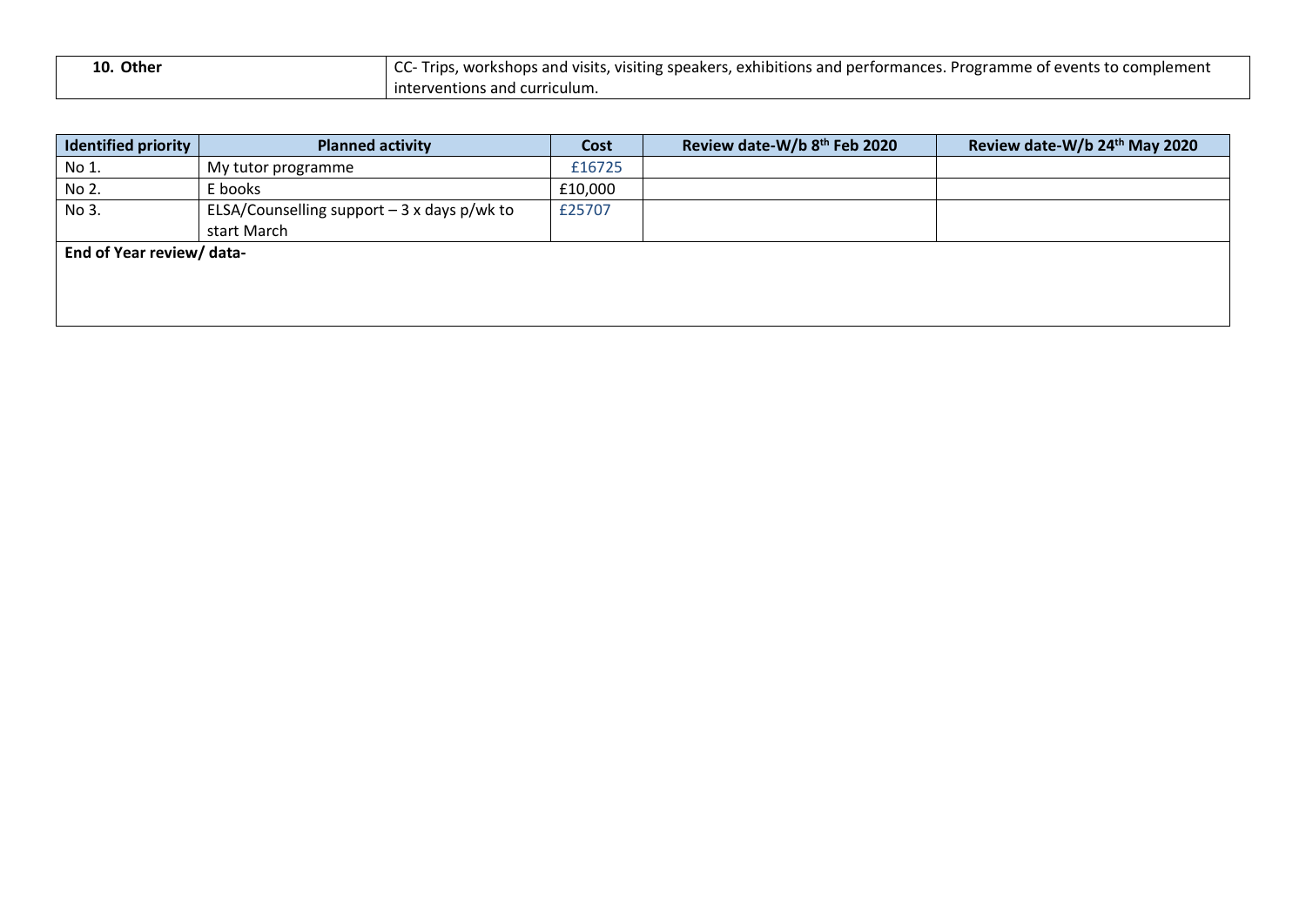| | |
|---|---|
| **10. Other** | CC- Trips, workshops and visits, visiting speakers, exhibitions and performances. Programme of events to complement interventions and curriculum. |

| Identified priority | Planned activity | Cost | Review date-W/b 8th Feb 2020 | Review date-W/b 24th May 2020 |
|---|---|---|---|---|
| No 1. | My tutor programme | £16725 | | |
| No 2. | E books | £10,000 | | |
| No 3. | ELSA/Counselling support – 3 x days p/wk to start March | £25707 | | |
| **End of Year review/ data-** | | | | |